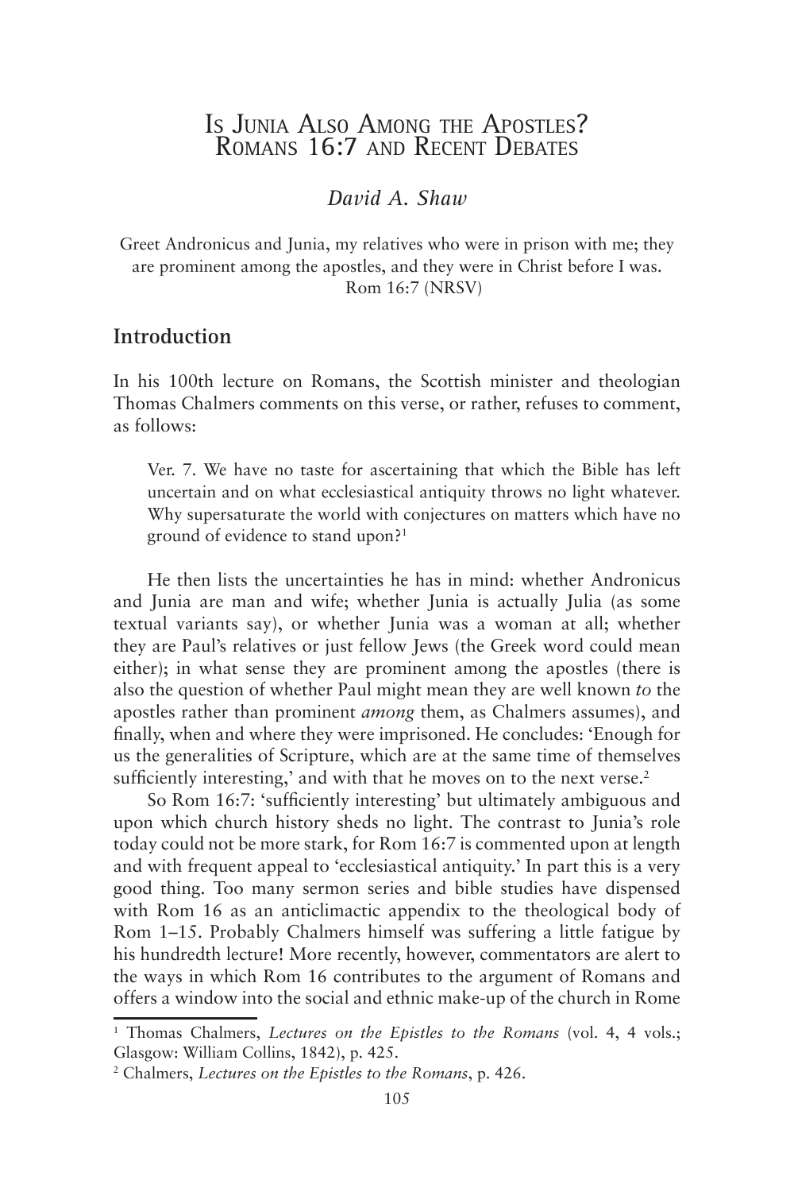# Is Junia Also Among the Apostles? Romans 16:7 and Recent Debates

*David A. Shaw*

Greet Andronicus and Junia, my relatives who were in prison with me; they are prominent among the apostles, and they were in Christ before I was.
Rom 16:7 (NRSV)

## Introduction

In his 100th lecture on Romans, the Scottish minister and theologian Thomas Chalmers comments on this verse, or rather, refuses to comment, as follows:

> Ver. 7. We have no taste for ascertaining that which the Bible has left uncertain and on what ecclesiastical antiquity throws no light whatever. Why supersaturate the world with conjectures on matters which have no ground of evidence to stand upon?[1]

He then lists the uncertainties he has in mind: whether Andronicus and Junia are man and wife; whether Junia is actually Julia (as some textual variants say), or whether Junia was a woman at all; whether they are Paul's relatives or just fellow Jews (the Greek word could mean either); in what sense they are prominent among the apostles (there is also the question of whether Paul might mean they are well known *to* the apostles rather than prominent *among* them, as Chalmers assumes), and finally, when and where they were imprisoned. He concludes: 'Enough for us the generalities of Scripture, which are at the same time of themselves sufficiently interesting,' and with that he moves on to the next verse.[2]

So Rom 16:7: 'sufficiently interesting' but ultimately ambiguous and upon which church history sheds no light. The contrast to Junia's role today could not be more stark, for Rom 16:7 is commented upon at length and with frequent appeal to 'ecclesiastical antiquity.' In part this is a very good thing. Too many sermon series and bible studies have dispensed with Rom 16 as an anticlimactic appendix to the theological body of Rom 1–15. Probably Chalmers himself was suffering a little fatigue by his hundredth lecture! More recently, however, commentators are alert to the ways in which Rom 16 contributes to the argument of Romans and offers a window into the social and ethnic make-up of the church in Rome

---

[1] Thomas Chalmers, *Lectures on the Epistles to the Romans* (vol. 4, 4 vols.; Glasgow: William Collins, 1842), p. 425.

[2] Chalmers, *Lectures on the Epistles to the Romans*, p. 426.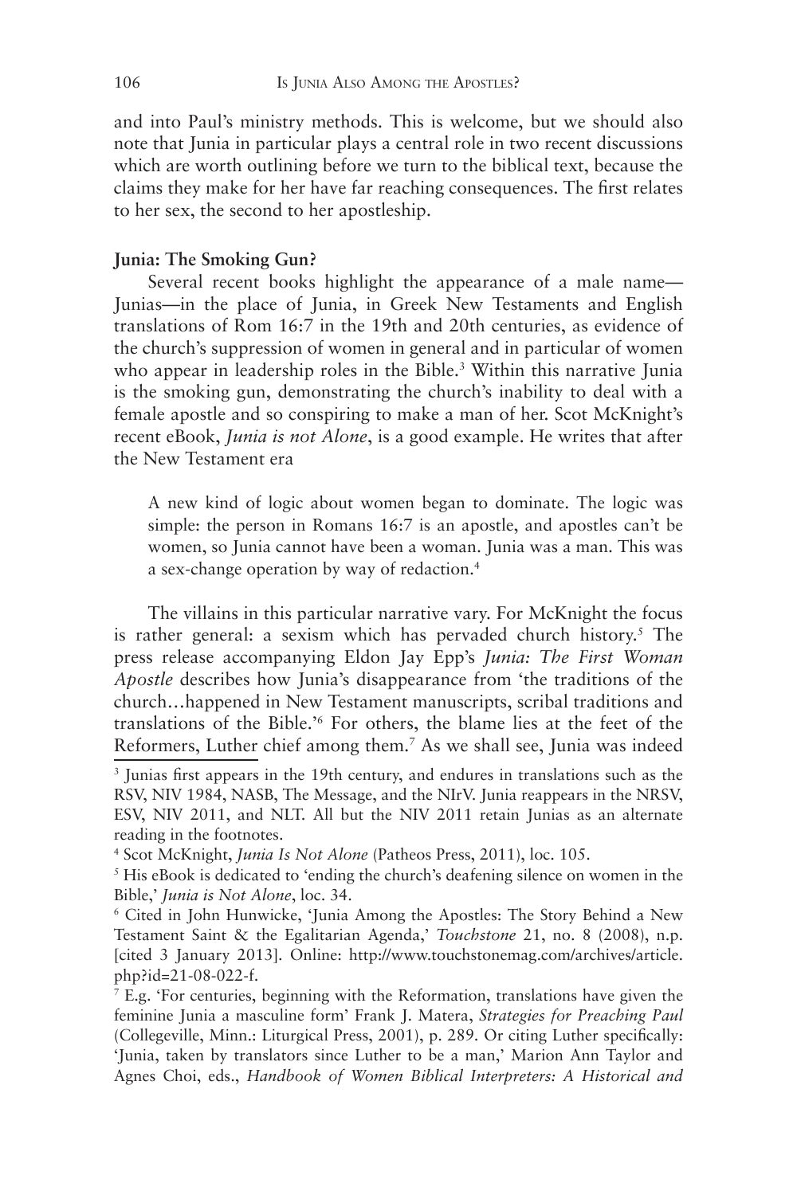and into Paul's ministry methods. This is welcome, but we should also note that Junia in particular plays a central role in two recent discussions which are worth outlining before we turn to the biblical text, because the claims they make for her have far reaching consequences. The first relates to her sex, the second to her apostleship.

**Junia: The Smoking Gun?**

Several recent books highlight the appearance of a male name—Junias—in the place of Junia, in Greek New Testaments and English translations of Rom 16:7 in the 19th and 20th centuries, as evidence of the church's suppression of women in general and in particular of women who appear in leadership roles in the Bible.[3] Within this narrative Junia is the smoking gun, demonstrating the church's inability to deal with a female apostle and so conspiring to make a man of her. Scot McKnight's recent eBook, *Junia is not Alone*, is a good example. He writes that after the New Testament era

> A new kind of logic about women began to dominate. The logic was simple: the person in Romans 16:7 is an apostle, and apostles can't be women, so Junia cannot have been a woman. Junia was a man. This was a sex-change operation by way of redaction.[4]

The villains in this particular narrative vary. For McKnight the focus is rather general: a sexism which has pervaded church history.[5] The press release accompanying Eldon Jay Epp's *Junia: The First Woman Apostle* describes how Junia's disappearance from 'the traditions of the church…happened in New Testament manuscripts, scribal traditions and translations of the Bible.'[6] For others, the blame lies at the feet of the Reformers, Luther chief among them.[7] As we shall see, Junia was indeed

[3] Junias first appears in the 19th century, and endures in translations such as the RSV, NIV 1984, NASB, The Message, and the NIrV. Junia reappears in the NRSV, ESV, NIV 2011, and NLT. All but the NIV 2011 retain Junias as an alternate reading in the footnotes.

[4] Scot McKnight, *Junia Is Not Alone* (Patheos Press, 2011), loc. 105.

[5] His eBook is dedicated to 'ending the church's deafening silence on women in the Bible,' *Junia is Not Alone*, loc. 34.

[6] Cited in John Hunwicke, 'Junia Among the Apostles: The Story Behind a New Testament Saint & the Egalitarian Agenda,' *Touchstone* 21, no. 8 (2008), n.p. [cited 3 January 2013]. Online: http://www.touchstonemag.com/archives/article.php?id=21-08-022-f.

[7] E.g. 'For centuries, beginning with the Reformation, translations have given the feminine Junia a masculine form' Frank J. Matera, *Strategies for Preaching Paul* (Collegeville, Minn.: Liturgical Press, 2001), p. 289. Or citing Luther specifically: 'Junia, taken by translators since Luther to be a man,' Marion Ann Taylor and Agnes Choi, eds., *Handbook of Women Biblical Interpreters: A Historical and*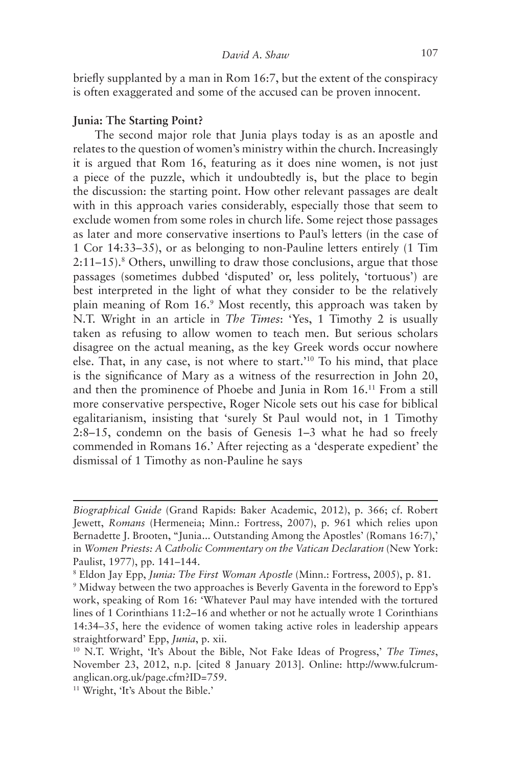briefly supplanted by a man in Rom 16:7, but the extent of the conspiracy is often exaggerated and some of the accused can be proven innocent.

**Junia: The Starting Point?**

The second major role that Junia plays today is as an apostle and relates to the question of women's ministry within the church. Increasingly it is argued that Rom 16, featuring as it does nine women, is not just a piece of the puzzle, which it undoubtedly is, but the place to begin the discussion: the starting point. How other relevant passages are dealt with in this approach varies considerably, especially those that seem to exclude women from some roles in church life. Some reject those passages as later and more conservative insertions to Paul's letters (in the case of 1 Cor 14:33–35), or as belonging to non-Pauline letters entirely (1 Tim 2:11–15).[8] Others, unwilling to draw those conclusions, argue that those passages (sometimes dubbed 'disputed' or, less politely, 'tortuous') are best interpreted in the light of what they consider to be the relatively plain meaning of Rom 16.[9] Most recently, this approach was taken by N.T. Wright in an article in *The Times*: 'Yes, 1 Timothy 2 is usually taken as refusing to allow women to teach men. But serious scholars disagree on the actual meaning, as the key Greek words occur nowhere else. That, in any case, is not where to start.'[10] To his mind, that place is the significance of Mary as a witness of the resurrection in John 20, and then the prominence of Phoebe and Junia in Rom 16.[11] From a still more conservative perspective, Roger Nicole sets out his case for biblical egalitarianism, insisting that 'surely St Paul would not, in 1 Timothy 2:8–15, condemn on the basis of Genesis 1–3 what he had so freely commended in Romans 16.' After rejecting as a 'desperate expedient' the dismissal of 1 Timothy as non-Pauline he says

---

*Biographical Guide* (Grand Rapids: Baker Academic, 2012), p. 366; cf. Robert Jewett, *Romans* (Hermeneia; Minn.: Fortress, 2007), p. 961 which relies upon Bernadette J. Brooten, "Junia... Outstanding Among the Apostles' (Romans 16:7),' in *Women Priests: A Catholic Commentary on the Vatican Declaration* (New York: Paulist, 1977), pp. 141–144.

[8] Eldon Jay Epp, *Junia: The First Woman Apostle* (Minn.: Fortress, 2005), p. 81.

[9] Midway between the two approaches is Beverly Gaventa in the foreword to Epp's work, speaking of Rom 16: 'Whatever Paul may have intended with the tortured lines of 1 Corinthians 11:2–16 and whether or not he actually wrote 1 Corinthians 14:34–35, here the evidence of women taking active roles in leadership appears straightforward' Epp, *Junia*, p. xii.

[10] N.T. Wright, 'It's About the Bible, Not Fake Ideas of Progress,' *The Times*, November 23, 2012, n.p. [cited 8 January 2013]. Online: http://www.fulcrum-anglican.org.uk/page.cfm?ID=759.

[11] Wright, 'It's About the Bible.'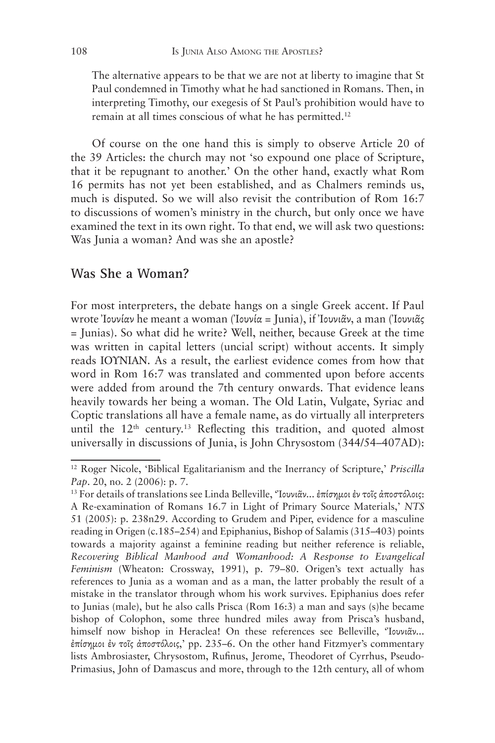> The alternative appears to be that we are not at liberty to imagine that St Paul condemned in Timothy what he had sanctioned in Romans. Then, in interpreting Timothy, our exegesis of St Paul's prohibition would have to remain at all times conscious of what he has permitted.[12]

Of course on the one hand this is simply to observe Article 20 of the 39 Articles: the church may not 'so expound one place of Scripture, that it be repugnant to another.' On the other hand, exactly what Rom 16 permits has not yet been established, and as Chalmers reminds us, much is disputed. So we will also revisit the contribution of Rom 16:7 to discussions of women's ministry in the church, but only once we have examined the text in its own right. To that end, we will ask two questions: Was Junia a woman? And was she an apostle?

## Was She a Woman?

For most interpreters, the debate hangs on a single Greek accent. If Paul wrote Ἰουνίαν he meant a woman (Ἰουνία = Junia), if Ἰουνιᾶν, a man (Ἰουνιᾶς = Junias). So what did he write? Well, neither, because Greek at the time was written in capital letters (uncial script) without accents. It simply reads IOYNIAN. As a result, the earliest evidence comes from how that word in Rom 16:7 was translated and commented upon before accents were added from around the 7th century onwards. That evidence leans heavily towards her being a woman. The Old Latin, Vulgate, Syriac and Coptic translations all have a female name, as do virtually all interpreters until the 12th century.[13] Reflecting this tradition, and quoted almost universally in discussions of Junia, is John Chrysostom (344/54–407AD):

---

[12] Roger Nicole, 'Biblical Egalitarianism and the Inerrancy of Scripture,' *Priscilla Pap*. 20, no. 2 (2006): p. 7.

[13] For details of translations see Linda Belleville, 'Ἰουνιᾶν... ἐπίσημοι ἐν τοῖς ἀποστόλοις: A Re-examination of Romans 16.7 in Light of Primary Source Materials,' *NTS* 51 (2005): p. 238n29. According to Grudem and Piper, evidence for a masculine reading in Origen (c.185–254) and Epiphanius, Bishop of Salamis (315–403) points towards a majority against a feminine reading but neither reference is reliable, *Recovering Biblical Manhood and Womanhood: A Response to Evangelical Feminism* (Wheaton: Crossway, 1991), p. 79–80. Origen's text actually has references to Junia as a woman and as a man, the latter probably the result of a mistake in the translator through whom his work survives. Epiphanius does refer to Junias (male), but he also calls Prisca (Rom 16:3) a man and says (s)he became bishop of Colophon, some three hundred miles away from Prisca's husband, himself now bishop in Heraclea! On these references see Belleville, 'Ἰουνιᾶν... ἐπίσημοι ἐν τοῖς ἀποστόλοις,' pp. 235–6. On the other hand Fitzmyer's commentary lists Ambrosiaster, Chrysostom, Rufinus, Jerome, Theodoret of Cyrrhus, Pseudo-Primasius, John of Damascus and more, through to the 12th century, all of whom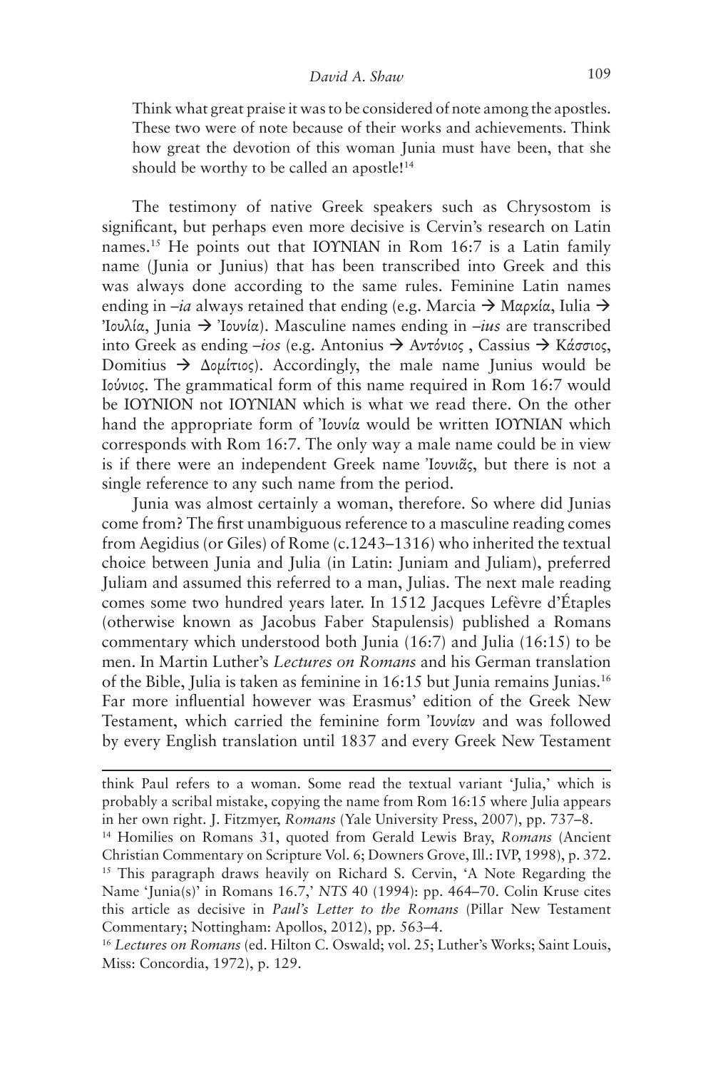Think what great praise it was to be considered of note among the apostles. These two were of note because of their works and achievements. Think how great the devotion of this woman Junia must have been, that she should be worthy to be called an apostle![14]

The testimony of native Greek speakers such as Chrysostom is significant, but perhaps even more decisive is Cervin's research on Latin names.[15] He points out that ΙΟΥΝΙΑΝ in Rom 16:7 is a Latin family name (Junia or Junius) that has been transcribed into Greek and this was always done according to the same rules. Feminine Latin names ending in *–ia* always retained that ending (e.g. Marcia → Μαρκία, Iulia → Ἰουλία, Junia → Ἰουνία). Masculine names ending in *–ius* are transcribed into Greek as ending *–ios* (e.g. Antonius → Ἀντόνιος , Cassius → Κάσσιος, Domitius → Δομίτιος). Accordingly, the male name Junius would be Ἰούνιος. The grammatical form of this name required in Rom 16:7 would be ΙΟΥΝΙΟΝ not ΙΟΥΝΙΑΝ which is what we read there. On the other hand the appropriate form of Ἰουνία would be written ΙΟΥΝΙΑΝ which corresponds with Rom 16:7. The only way a male name could be in view is if there were an independent Greek name Ἰουνιᾶς, but there is not a single reference to any such name from the period.

Junia was almost certainly a woman, therefore. So where did Junias come from? The first unambiguous reference to a masculine reading comes from Aegidius (or Giles) of Rome (c.1243–1316) who inherited the textual choice between Junia and Julia (in Latin: Juniam and Juliam), preferred Juliam and assumed this referred to a man, Julias. The next male reading comes some two hundred years later. In 1512 Jacques Lefèvre d'Étaples (otherwise known as Jacobus Faber Stapulensis) published a Romans commentary which understood both Junia (16:7) and Julia (16:15) to be men. In Martin Luther's *Lectures on Romans* and his German translation of the Bible, Julia is taken as feminine in 16:15 but Junia remains Junias.[16] Far more influential however was Erasmus' edition of the Greek New Testament, which carried the feminine form Ἰουνίαν and was followed by every English translation until 1837 and every Greek New Testament

---

think Paul refers to a woman. Some read the textual variant 'Julia,' which is probably a scribal mistake, copying the name from Rom 16:15 where Julia appears in her own right. J. Fitzmyer, *Romans* (Yale University Press, 2007), pp. 737–8.

[14] Homilies on Romans 31, quoted from Gerald Lewis Bray, *Romans* (Ancient Christian Commentary on Scripture Vol. 6; Downers Grove, Ill.: IVP, 1998), p. 372.

[15] This paragraph draws heavily on Richard S. Cervin, 'A Note Regarding the Name 'Junia(s)' in Romans 16.7,' *NTS* 40 (1994): pp. 464–70. Colin Kruse cites this article as decisive in *Paul's Letter to the Romans* (Pillar New Testament Commentary; Nottingham: Apollos, 2012), pp. 563–4.

[16] *Lectures on Romans* (ed. Hilton C. Oswald; vol. 25; Luther's Works; Saint Louis, Miss: Concordia, 1972), p. 129.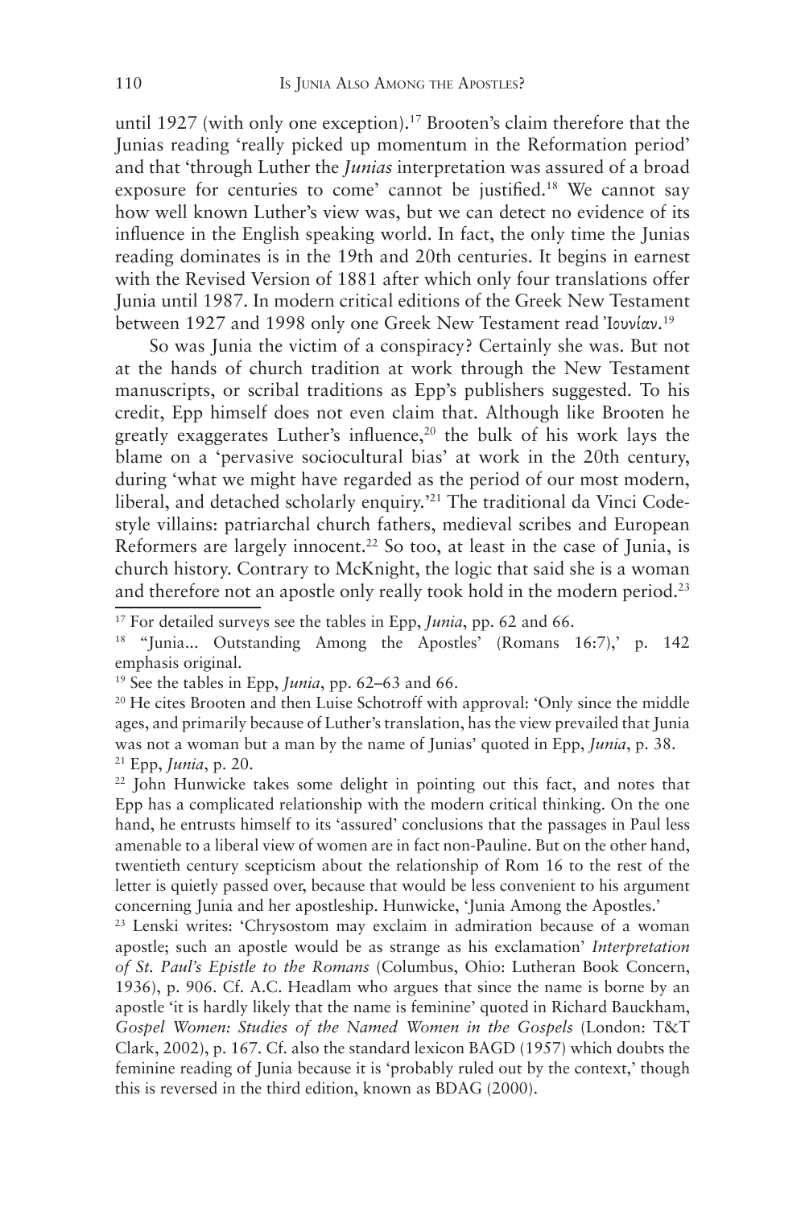until 1927 (with only one exception).[17] Brooten's claim therefore that the Junias reading 'really picked up momentum in the Reformation period' and that 'through Luther the *Junias* interpretation was assured of a broad exposure for centuries to come' cannot be justified.[18] We cannot say how well known Luther's view was, but we can detect no evidence of its influence in the English speaking world. In fact, the only time the Junias reading dominates is in the 19th and 20th centuries. It begins in earnest with the Revised Version of 1881 after which only four translations offer Junia until 1987. In modern critical editions of the Greek New Testament between 1927 and 1998 only one Greek New Testament read Ἰουνίαν.[19]

So was Junia the victim of a conspiracy? Certainly she was. But not at the hands of church tradition at work through the New Testament manuscripts, or scribal traditions as Epp's publishers suggested. To his credit, Epp himself does not even claim that. Although like Brooten he greatly exaggerates Luther's influence,[20] the bulk of his work lays the blame on a 'pervasive sociocultural bias' at work in the 20th century, during 'what we might have regarded as the period of our most modern, liberal, and detached scholarly enquiry.'[21] The traditional da Vinci Code-style villains: patriarchal church fathers, medieval scribes and European Reformers are largely innocent.[22] So too, at least in the case of Junia, is church history. Contrary to McKnight, the logic that said she is a woman and therefore not an apostle only really took hold in the modern period.[23]

---

[17] For detailed surveys see the tables in Epp, *Junia*, pp. 62 and 66.

[18] "Junia... Outstanding Among the Apostles' (Romans 16:7),' p. 142 emphasis original.

[19] See the tables in Epp, *Junia*, pp. 62–63 and 66.

[20] He cites Brooten and then Luise Schotroff with approval: 'Only since the middle ages, and primarily because of Luther's translation, has the view prevailed that Junia was not a woman but a man by the name of Junias' quoted in Epp, *Junia*, p. 38.

[21] Epp, *Junia*, p. 20.

[22] John Hunwicke takes some delight in pointing out this fact, and notes that Epp has a complicated relationship with the modern critical thinking. On the one hand, he entrusts himself to its 'assured' conclusions that the passages in Paul less amenable to a liberal view of women are in fact non-Pauline. But on the other hand, twentieth century scepticism about the relationship of Rom 16 to the rest of the letter is quietly passed over, because that would be less convenient to his argument concerning Junia and her apostleship. Hunwicke, 'Junia Among the Apostles.'

[23] Lenski writes: 'Chrysostom may exclaim in admiration because of a woman apostle; such an apostle would be as strange as his exclamation' *Interpretation of St. Paul's Epistle to the Romans* (Columbus, Ohio: Lutheran Book Concern, 1936), p. 906. Cf. A.C. Headlam who argues that since the name is borne by an apostle 'it is hardly likely that the name is feminine' quoted in Richard Bauckham, *Gospel Women: Studies of the Named Women in the Gospels* (London: T&T Clark, 2002), p. 167. Cf. also the standard lexicon BAGD (1957) which doubts the feminine reading of Junia because it is 'probably ruled out by the context,' though this is reversed in the third edition, known as BDAG (2000).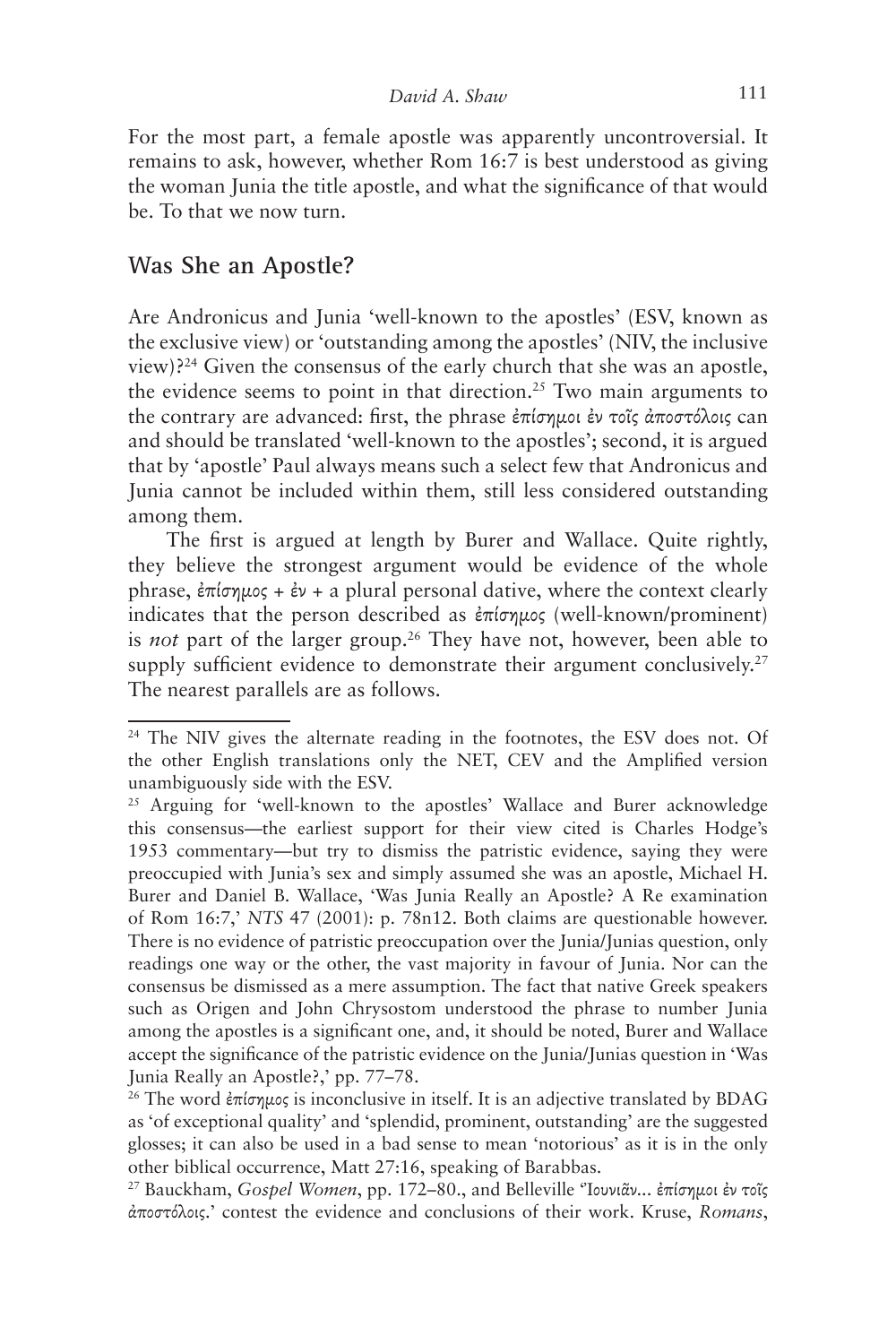For the most part, a female apostle was apparently uncontroversial. It remains to ask, however, whether Rom 16:7 is best understood as giving the woman Junia the title apostle, and what the significance of that would be. To that we now turn.

## Was She an Apostle?

Are Andronicus and Junia 'well-known to the apostles' (ESV, known as the exclusive view) or 'outstanding among the apostles' (NIV, the inclusive view)?[24] Given the consensus of the early church that she was an apostle, the evidence seems to point in that direction.[25] Two main arguments to the contrary are advanced: first, the phrase ἐπίσημοι ἐν τοῖς ἀποστόλοις can and should be translated 'well-known to the apostles'; second, it is argued that by 'apostle' Paul always means such a select few that Andronicus and Junia cannot be included within them, still less considered outstanding among them.

The first is argued at length by Burer and Wallace. Quite rightly, they believe the strongest argument would be evidence of the whole phrase, ἐπίσημος + ἐν + a plural personal dative, where the context clearly indicates that the person described as ἐπίσημος (well-known/prominent) is *not* part of the larger group.[26] They have not, however, been able to supply sufficient evidence to demonstrate their argument conclusively.[27] The nearest parallels are as follows.

---

[24] The NIV gives the alternate reading in the footnotes, the ESV does not. Of the other English translations only the NET, CEV and the Amplified version unambiguously side with the ESV.

[25] Arguing for 'well-known to the apostles' Wallace and Burer acknowledge this consensus—the earliest support for their view cited is Charles Hodge's 1953 commentary—but try to dismiss the patristic evidence, saying they were preoccupied with Junia's sex and simply assumed she was an apostle, Michael H. Burer and Daniel B. Wallace, 'Was Junia Really an Apostle? A Re examination of Rom 16:7,' *NTS* 47 (2001): p. 78n12. Both claims are questionable however. There is no evidence of patristic preoccupation over the Junia/Junias question, only readings one way or the other, the vast majority in favour of Junia. Nor can the consensus be dismissed as a mere assumption. The fact that native Greek speakers such as Origen and John Chrysostom understood the phrase to number Junia among the apostles is a significant one, and, it should be noted, Burer and Wallace accept the significance of the patristic evidence on the Junia/Junias question in 'Was Junia Really an Apostle?,' pp. 77–78.

[26] The word ἐπίσημος is inconclusive in itself. It is an adjective translated by BDAG as 'of exceptional quality' and 'splendid, prominent, outstanding' are the suggested glosses; it can also be used in a bad sense to mean 'notorious' as it is in the only other biblical occurrence, Matt 27:16, speaking of Barabbas.

[27] Bauckham, *Gospel Women*, pp. 172–80., and Belleville 'Ἰουνιᾶν... ἐπίσημοι ἐν τοῖς ἀποστόλοις.' contest the evidence and conclusions of their work. Kruse, *Romans*,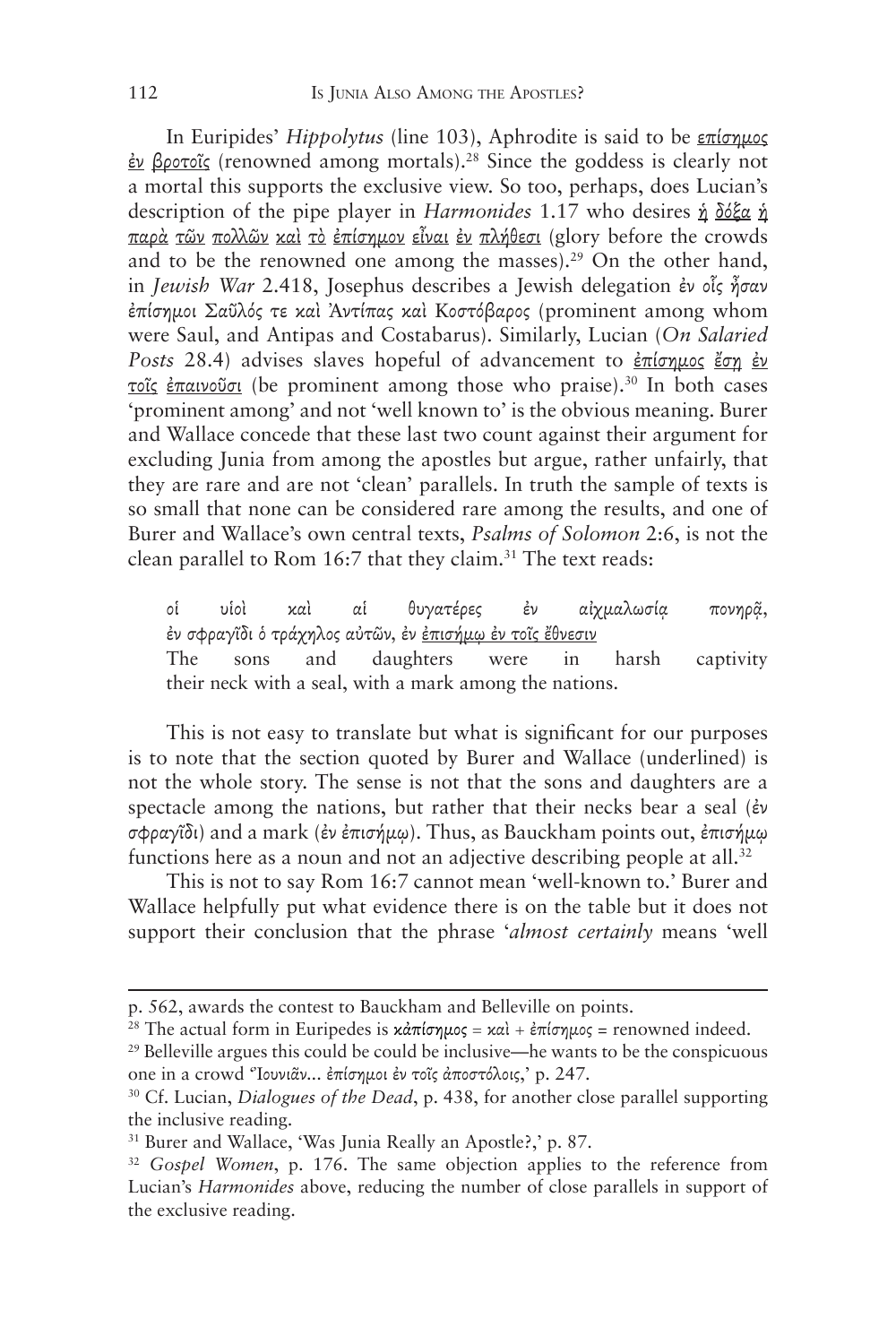In Euripides' *Hippolytus* (line 103), Aphrodite is said to be <u>ἐπίσημος ἐν βροτοῖς</u> (renowned among mortals).[28] Since the goddess is clearly not a mortal this supports the exclusive view. So too, perhaps, does Lucian's description of the pipe player in *Harmonides* 1.17 who desires <u>ἡ δόξα ἡ παρὰ τῶν πολλῶν καὶ τὸ ἐπίσημον εἶναι ἐν πλήθεσι</u> (glory before the crowds and to be the renowned one among the masses).[29] On the other hand, in *Jewish War* 2.418, Josephus describes a Jewish delegation ἐν οἷς ἦσαν ἐπίσημοι Σαῦλός τε καὶ Ἀντίπας καὶ Κοστόβαρος (prominent among whom were Saul, and Antipas and Costabarus). Similarly, Lucian (*On Salaried Posts* 28.4) advises slaves hopeful of advancement to <u>ἐπίσημος ἔσῃ ἐν τοῖς ἐπαινοῦσι</u> (be prominent among those who praise).[30] In both cases 'prominent among' and not 'well known to' is the obvious meaning. Burer and Wallace concede that these last two count against their argument for excluding Junia from among the apostles but argue, rather unfairly, that they are rare and are not 'clean' parallels. In truth the sample of texts is so small that none can be considered rare among the results, and one of Burer and Wallace's own central texts, *Psalms of Solomon* 2:6, is not the clean parallel to Rom 16:7 that they claim.[31] The text reads:

> οἱ υἱοὶ καὶ αἱ θυγατέρες ἐν αἰχμαλωσίᾳ πονηρᾷ, ἐν σφραγῖδι ὁ τράχηλος αὐτῶν, ἐν <u>ἐπισήμῳ ἐν τοῖς ἔθνεσιν</u>
> The sons and daughters were in harsh captivity their neck with a seal, with a mark among the nations.

This is not easy to translate but what is significant for our purposes is to note that the section quoted by Burer and Wallace (underlined) is not the whole story. The sense is not that the sons and daughters are a spectacle among the nations, but rather that their necks bear a seal (ἐν σφραγῖδι) and a mark (ἐν ἐπισήμῳ). Thus, as Bauckham points out, ἐπισήμῳ functions here as a noun and not an adjective describing people at all.[32]

This is not to say Rom 16:7 cannot mean 'well-known to.' Burer and Wallace helpfully put what evidence there is on the table but it does not support their conclusion that the phrase '*almost certainly* means 'well

---

p. 562, awards the contest to Bauckham and Belleville on points.

[28] The actual form in Euripedes is κἀπίσημος = καὶ + ἐπίσημος = renowned indeed.

[29] Belleville argues this could be could be inclusive—he wants to be the conspicuous one in a crowd 'Ἰουνιᾶν... ἐπίσημοι ἐν τοῖς ἀποστόλοις,' p. 247.

[30] Cf. Lucian, *Dialogues of the Dead*, p. 438, for another close parallel supporting the inclusive reading.

[31] Burer and Wallace, 'Was Junia Really an Apostle?,' p. 87.

[32] *Gospel Women*, p. 176. The same objection applies to the reference from Lucian's *Harmonides* above, reducing the number of close parallels in support of the exclusive reading.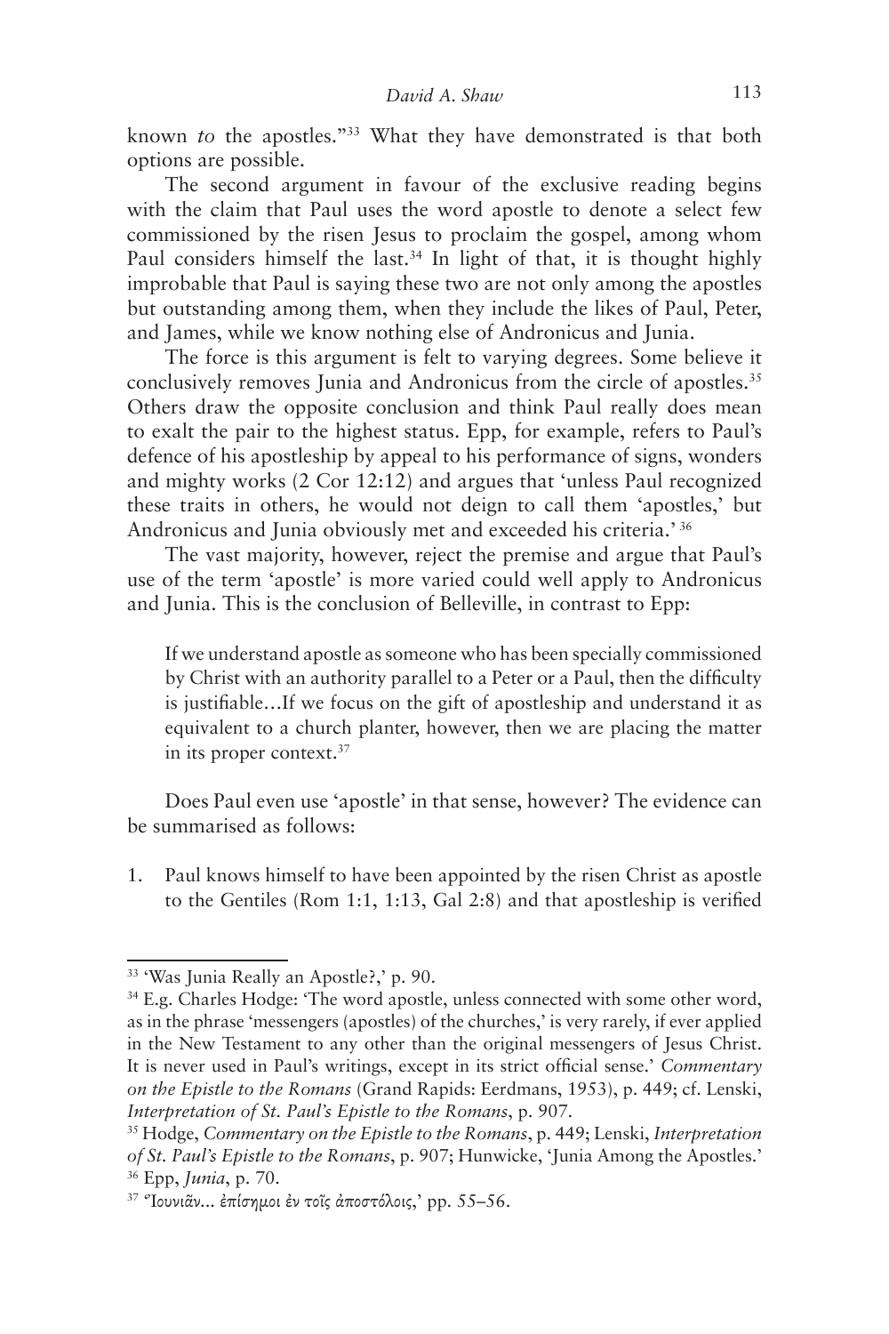known *to* the apostles."[33] What they have demonstrated is that both options are possible.

The second argument in favour of the exclusive reading begins with the claim that Paul uses the word apostle to denote a select few commissioned by the risen Jesus to proclaim the gospel, among whom Paul considers himself the last.[34] In light of that, it is thought highly improbable that Paul is saying these two are not only among the apostles but outstanding among them, when they include the likes of Paul, Peter, and James, while we know nothing else of Andronicus and Junia.

The force is this argument is felt to varying degrees. Some believe it conclusively removes Junia and Andronicus from the circle of apostles.[35] Others draw the opposite conclusion and think Paul really does mean to exalt the pair to the highest status. Epp, for example, refers to Paul's defence of his apostleship by appeal to his performance of signs, wonders and mighty works (2 Cor 12:12) and argues that 'unless Paul recognized these traits in others, he would not deign to call them 'apostles,' but Andronicus and Junia obviously met and exceeded his criteria.'[36]

The vast majority, however, reject the premise and argue that Paul's use of the term 'apostle' is more varied could well apply to Andronicus and Junia. This is the conclusion of Belleville, in contrast to Epp:

> If we understand apostle as someone who has been specially commissioned by Christ with an authority parallel to a Peter or a Paul, then the difficulty is justifiable…If we focus on the gift of apostleship and understand it as equivalent to a church planter, however, then we are placing the matter in its proper context.[37]

Does Paul even use 'apostle' in that sense, however? The evidence can be summarised as follows:

1. Paul knows himself to have been appointed by the risen Christ as apostle to the Gentiles (Rom 1:1, 1:13, Gal 2:8) and that apostleship is verified

---

[33] 'Was Junia Really an Apostle?,' p. 90.

[34] E.g. Charles Hodge: 'The word apostle, unless connected with some other word, as in the phrase 'messengers (apostles) of the churches,' is very rarely, if ever applied in the New Testament to any other than the original messengers of Jesus Christ. It is never used in Paul's writings, except in its strict official sense.' *Commentary on the Epistle to the Romans* (Grand Rapids: Eerdmans, 1953), p. 449; cf. Lenski, *Interpretation of St. Paul's Epistle to the Romans*, p. 907.

[35] Hodge, *Commentary on the Epistle to the Romans*, p. 449; Lenski, *Interpretation of St. Paul's Epistle to the Romans*, p. 907; Hunwicke, 'Junia Among the Apostles.'

[36] Epp, *Junia*, p. 70.

[37] 'Ἰουνιᾶν… ἐπίσημοι ἐν τοῖς ἀποστόλοις,' pp. 55–56.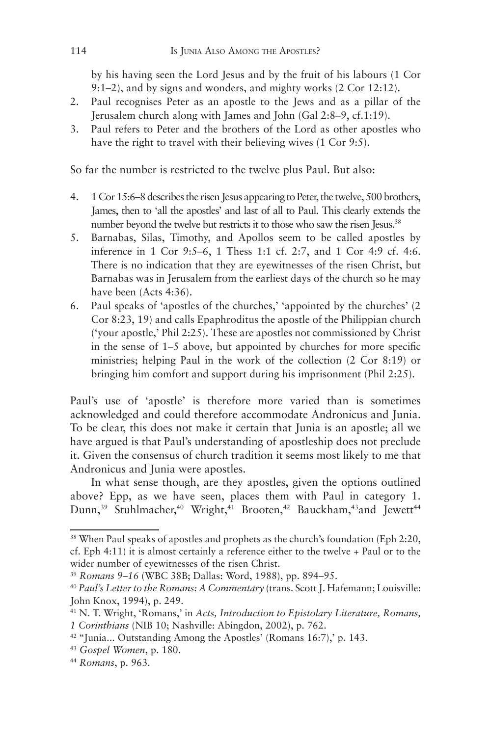by his having seen the Lord Jesus and by the fruit of his labours (1 Cor 9:1–2), and by signs and wonders, and mighty works (2 Cor 12:12).

2. Paul recognises Peter as an apostle to the Jews and as a pillar of the Jerusalem church along with James and John (Gal 2:8–9, cf.1:19).
3. Paul refers to Peter and the brothers of the Lord as other apostles who have the right to travel with their believing wives (1 Cor 9:5).

So far the number is restricted to the twelve plus Paul. But also:

4. 1 Cor 15:6–8 describes the risen Jesus appearing to Peter, the twelve, 500 brothers, James, then to 'all the apostles' and last of all to Paul. This clearly extends the number beyond the twelve but restricts it to those who saw the risen Jesus.[38]
5. Barnabas, Silas, Timothy, and Apollos seem to be called apostles by inference in 1 Cor 9:5–6, 1 Thess 1:1 cf. 2:7, and 1 Cor 4:9 cf. 4:6. There is no indication that they are eyewitnesses of the risen Christ, but Barnabas was in Jerusalem from the earliest days of the church so he may have been (Acts 4:36).
6. Paul speaks of 'apostles of the churches,' 'appointed by the churches' (2 Cor 8:23, 19) and calls Epaphroditus the apostle of the Philippian church ('your apostle,' Phil 2:25). These are apostles not commissioned by Christ in the sense of 1–5 above, but appointed by churches for more specific ministries; helping Paul in the work of the collection (2 Cor 8:19) or bringing him comfort and support during his imprisonment (Phil 2:25).

Paul's use of 'apostle' is therefore more varied than is sometimes acknowledged and could therefore accommodate Andronicus and Junia. To be clear, this does not make it certain that Junia is an apostle; all we have argued is that Paul's understanding of apostleship does not preclude it. Given the consensus of church tradition it seems most likely to me that Andronicus and Junia were apostles.

In what sense though, are they apostles, given the options outlined above? Epp, as we have seen, places them with Paul in category 1. Dunn,[39] Stuhlmacher,[40] Wright,[41] Brooten,[42] Bauckham,[43] and Jewett[44]

---

[38] When Paul speaks of apostles and prophets as the church's foundation (Eph 2:20, cf. Eph 4:11) it is almost certainly a reference either to the twelve + Paul or to the wider number of eyewitnesses of the risen Christ.

[39] *Romans 9–16* (WBC 38B; Dallas: Word, 1988), pp. 894–95.

[40] *Paul's Letter to the Romans: A Commentary* (trans. Scott J. Hafemann; Louisville: John Knox, 1994), p. 249.

[41] N. T. Wright, 'Romans,' in *Acts, Introduction to Epistolary Literature, Romans, 1 Corinthians* (NIB 10; Nashville: Abingdon, 2002), p. 762.

[42] "Junia... Outstanding Among the Apostles' (Romans 16:7),' p. 143.

[43] *Gospel Women*, p. 180.

[44] *Romans*, p. 963.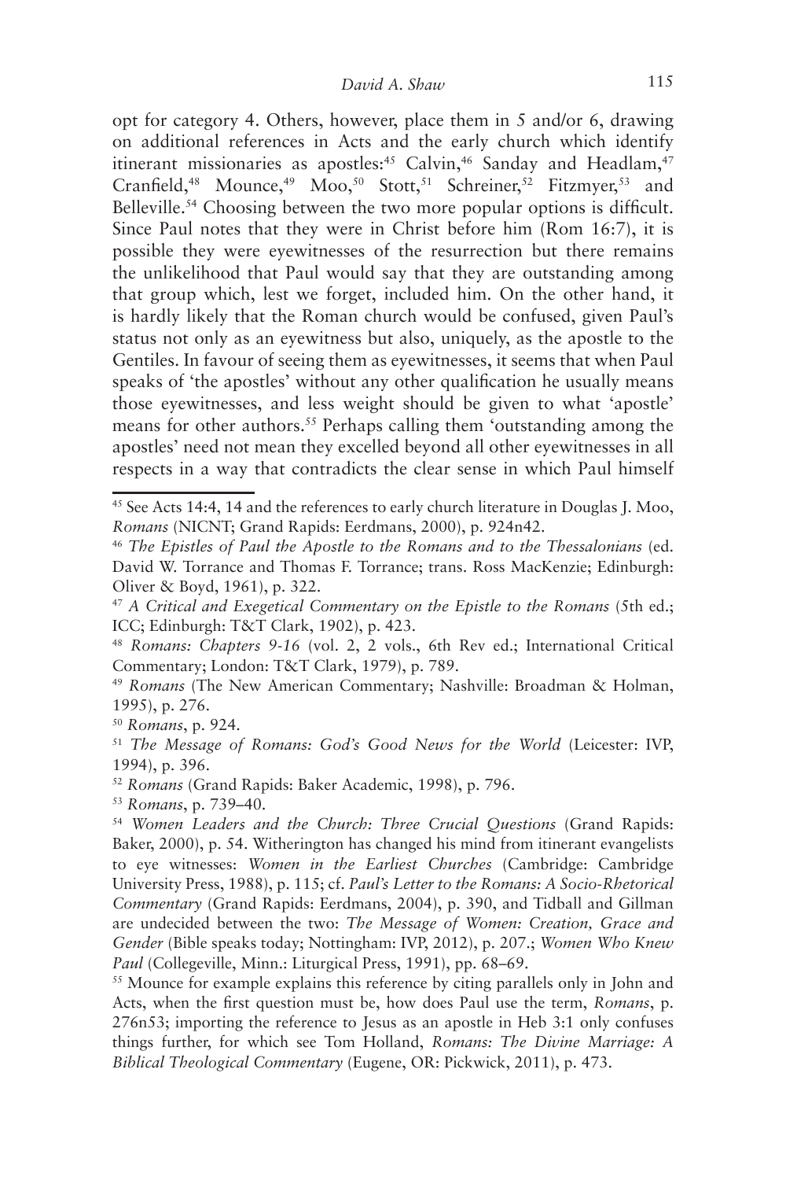opt for category 4. Others, however, place them in 5 and/or 6, drawing on additional references in Acts and the early church which identify itinerant missionaries as apostles:[45] Calvin,[46] Sanday and Headlam,[47] Cranfield,[48] Mounce,[49] Moo,[50] Stott,[51] Schreiner,[52] Fitzmyer,[53] and Belleville.[54] Choosing between the two more popular options is difficult. Since Paul notes that they were in Christ before him (Rom 16:7), it is possible they were eyewitnesses of the resurrection but there remains the unlikelihood that Paul would say that they are outstanding among that group which, lest we forget, included him. On the other hand, it is hardly likely that the Roman church would be confused, given Paul's status not only as an eyewitness but also, uniquely, as the apostle to the Gentiles. In favour of seeing them as eyewitnesses, it seems that when Paul speaks of 'the apostles' without any other qualification he usually means those eyewitnesses, and less weight should be given to what 'apostle' means for other authors.[55] Perhaps calling them 'outstanding among the apostles' need not mean they excelled beyond all other eyewitnesses in all respects in a way that contradicts the clear sense in which Paul himself

---

[45] See Acts 14:4, 14 and the references to early church literature in Douglas J. Moo, *Romans* (NICNT; Grand Rapids: Eerdmans, 2000), p. 924n42.

[46] *The Epistles of Paul the Apostle to the Romans and to the Thessalonians* (ed. David W. Torrance and Thomas F. Torrance; trans. Ross MacKenzie; Edinburgh: Oliver & Boyd, 1961), p. 322.

[47] *A Critical and Exegetical Commentary on the Epistle to the Romans* (5th ed.; ICC; Edinburgh: T&T Clark, 1902), p. 423.

[48] *Romans: Chapters 9-16* (vol. 2, 2 vols., 6th Rev ed.; International Critical Commentary; London: T&T Clark, 1979), p. 789.

[49] *Romans* (The New American Commentary; Nashville: Broadman & Holman, 1995), p. 276.

[50] *Romans*, p. 924.

[51] *The Message of Romans: God's Good News for the World* (Leicester: IVP, 1994), p. 396.

[52] *Romans* (Grand Rapids: Baker Academic, 1998), p. 796.

[53] *Romans*, p. 739–40.

[54] *Women Leaders and the Church: Three Crucial Questions* (Grand Rapids: Baker, 2000), p. 54. Witherington has changed his mind from itinerant evangelists to eye witnesses: *Women in the Earliest Churches* (Cambridge: Cambridge University Press, 1988), p. 115; cf. *Paul's Letter to the Romans: A Socio-Rhetorical Commentary* (Grand Rapids: Eerdmans, 2004), p. 390, and Tidball and Gillman are undecided between the two: *The Message of Women: Creation, Grace and Gender* (Bible speaks today; Nottingham: IVP, 2012), p. 207.; *Women Who Knew Paul* (Collegeville, Minn.: Liturgical Press, 1991), pp. 68–69.

[55] Mounce for example explains this reference by citing parallels only in John and Acts, when the first question must be, how does Paul use the term, *Romans*, p. 276n53; importing the reference to Jesus as an apostle in Heb 3:1 only confuses things further, for which see Tom Holland, *Romans: The Divine Marriage: A Biblical Theological Commentary* (Eugene, OR: Pickwick, 2011), p. 473.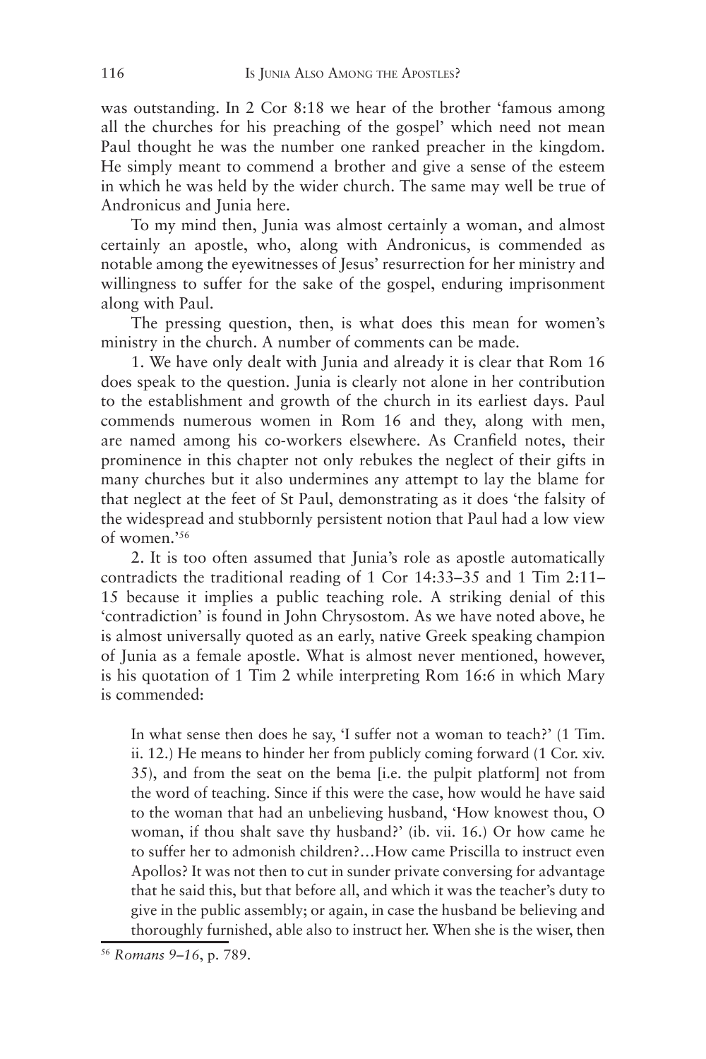was outstanding. In 2 Cor 8:18 we hear of the brother 'famous among all the churches for his preaching of the gospel' which need not mean Paul thought he was the number one ranked preacher in the kingdom. He simply meant to commend a brother and give a sense of the esteem in which he was held by the wider church. The same may well be true of Andronicus and Junia here.

To my mind then, Junia was almost certainly a woman, and almost certainly an apostle, who, along with Andronicus, is commended as notable among the eyewitnesses of Jesus' resurrection for her ministry and willingness to suffer for the sake of the gospel, enduring imprisonment along with Paul.

The pressing question, then, is what does this mean for women's ministry in the church. A number of comments can be made.

1. We have only dealt with Junia and already it is clear that Rom 16 does speak to the question. Junia is clearly not alone in her contribution to the establishment and growth of the church in its earliest days. Paul commends numerous women in Rom 16 and they, along with men, are named among his co-workers elsewhere. As Cranfield notes, their prominence in this chapter not only rebukes the neglect of their gifts in many churches but it also undermines any attempt to lay the blame for that neglect at the feet of St Paul, demonstrating as it does 'the falsity of the widespread and stubbornly persistent notion that Paul had a low view of women.'[56]

2. It is too often assumed that Junia's role as apostle automatically contradicts the traditional reading of 1 Cor 14:33–35 and 1 Tim 2:11–15 because it implies a public teaching role. A striking denial of this 'contradiction' is found in John Chrysostom. As we have noted above, he is almost universally quoted as an early, native Greek speaking champion of Junia as a female apostle. What is almost never mentioned, however, is his quotation of 1 Tim 2 while interpreting Rom 16:6 in which Mary is commended:

> In what sense then does he say, 'I suffer not a woman to teach?' (1 Tim. ii. 12.) He means to hinder her from publicly coming forward (1 Cor. xiv. 35), and from the seat on the bema [i.e. the pulpit platform] not from the word of teaching. Since if this were the case, how would he have said to the woman that had an unbelieving husband, 'How knowest thou, O woman, if thou shalt save thy husband?' (ib. vii. 16.) Or how came he to suffer her to admonish children?…How came Priscilla to instruct even Apollos? It was not then to cut in sunder private conversing for advantage that he said this, but that before all, and which it was the teacher's duty to give in the public assembly; or again, in case the husband be believing and thoroughly furnished, able also to instruct her. When she is the wiser, then

[56] *Romans 9–16*, p. 789.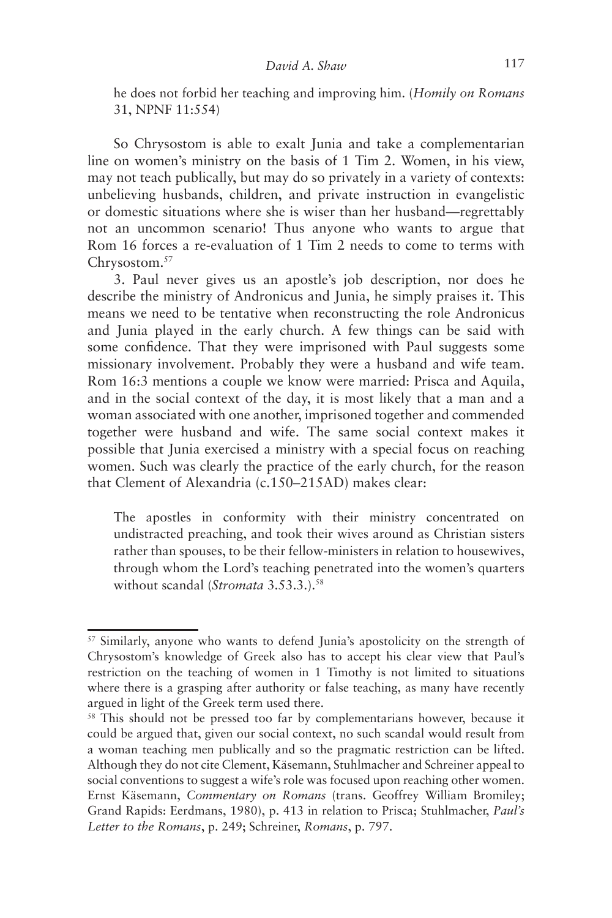he does not forbid her teaching and improving him. (*Homily on Romans* 31, NPNF 11:554)

So Chrysostom is able to exalt Junia and take a complementarian line on women's ministry on the basis of 1 Tim 2. Women, in his view, may not teach publically, but may do so privately in a variety of contexts: unbelieving husbands, children, and private instruction in evangelistic or domestic situations where she is wiser than her husband—regrettably not an uncommon scenario! Thus anyone who wants to argue that Rom 16 forces a re-evaluation of 1 Tim 2 needs to come to terms with Chrysostom.[57]

3. Paul never gives us an apostle's job description, nor does he describe the ministry of Andronicus and Junia, he simply praises it. This means we need to be tentative when reconstructing the role Andronicus and Junia played in the early church. A few things can be said with some confidence. That they were imprisoned with Paul suggests some missionary involvement. Probably they were a husband and wife team. Rom 16:3 mentions a couple we know were married: Prisca and Aquila, and in the social context of the day, it is most likely that a man and a woman associated with one another, imprisoned together and commended together were husband and wife. The same social context makes it possible that Junia exercised a ministry with a special focus on reaching women. Such was clearly the practice of the early church, for the reason that Clement of Alexandria (c.150–215AD) makes clear:

> The apostles in conformity with their ministry concentrated on undistracted preaching, and took their wives around as Christian sisters rather than spouses, to be their fellow-ministers in relation to housewives, through whom the Lord's teaching penetrated into the women's quarters without scandal (*Stromata* 3.53.3.).[58]

---

[57] Similarly, anyone who wants to defend Junia's apostolicity on the strength of Chrysostom's knowledge of Greek also has to accept his clear view that Paul's restriction on the teaching of women in 1 Timothy is not limited to situations where there is a grasping after authority or false teaching, as many have recently argued in light of the Greek term used there.

[58] This should not be pressed too far by complementarians however, because it could be argued that, given our social context, no such scandal would result from a woman teaching men publically and so the pragmatic restriction can be lifted. Although they do not cite Clement, Käsemann, Stuhlmacher and Schreiner appeal to social conventions to suggest a wife's role was focused upon reaching other women. Ernst Käsemann, *Commentary on Romans* (trans. Geoffrey William Bromiley; Grand Rapids: Eerdmans, 1980), p. 413 in relation to Prisca; Stuhlmacher, *Paul's Letter to the Romans*, p. 249; Schreiner, *Romans*, p. 797.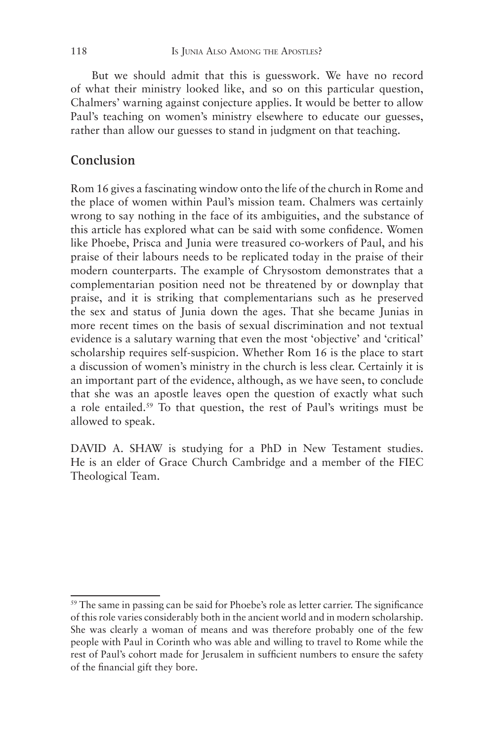But we should admit that this is guesswork. We have no record of what their ministry looked like, and so on this particular question, Chalmers' warning against conjecture applies. It would be better to allow Paul's teaching on women's ministry elsewhere to educate our guesses, rather than allow our guesses to stand in judgment on that teaching.

## Conclusion

Rom 16 gives a fascinating window onto the life of the church in Rome and the place of women within Paul's mission team. Chalmers was certainly wrong to say nothing in the face of its ambiguities, and the substance of this article has explored what can be said with some confidence. Women like Phoebe, Prisca and Junia were treasured co-workers of Paul, and his praise of their labours needs to be replicated today in the praise of their modern counterparts. The example of Chrysostom demonstrates that a complementarian position need not be threatened by or downplay that praise, and it is striking that complementarians such as he preserved the sex and status of Junia down the ages. That she became Junias in more recent times on the basis of sexual discrimination and not textual evidence is a salutary warning that even the most 'objective' and 'critical' scholarship requires self-suspicion. Whether Rom 16 is the place to start a discussion of women's ministry in the church is less clear. Certainly it is an important part of the evidence, although, as we have seen, to conclude that she was an apostle leaves open the question of exactly what such a role entailed.[59] To that question, the rest of Paul's writings must be allowed to speak.

DAVID A. SHAW is studying for a PhD in New Testament studies. He is an elder of Grace Church Cambridge and a member of the FIEC Theological Team.

[59] The same in passing can be said for Phoebe's role as letter carrier. The significance of this role varies considerably both in the ancient world and in modern scholarship. She was clearly a woman of means and was therefore probably one of the few people with Paul in Corinth who was able and willing to travel to Rome while the rest of Paul's cohort made for Jerusalem in sufficient numbers to ensure the safety of the financial gift they bore.